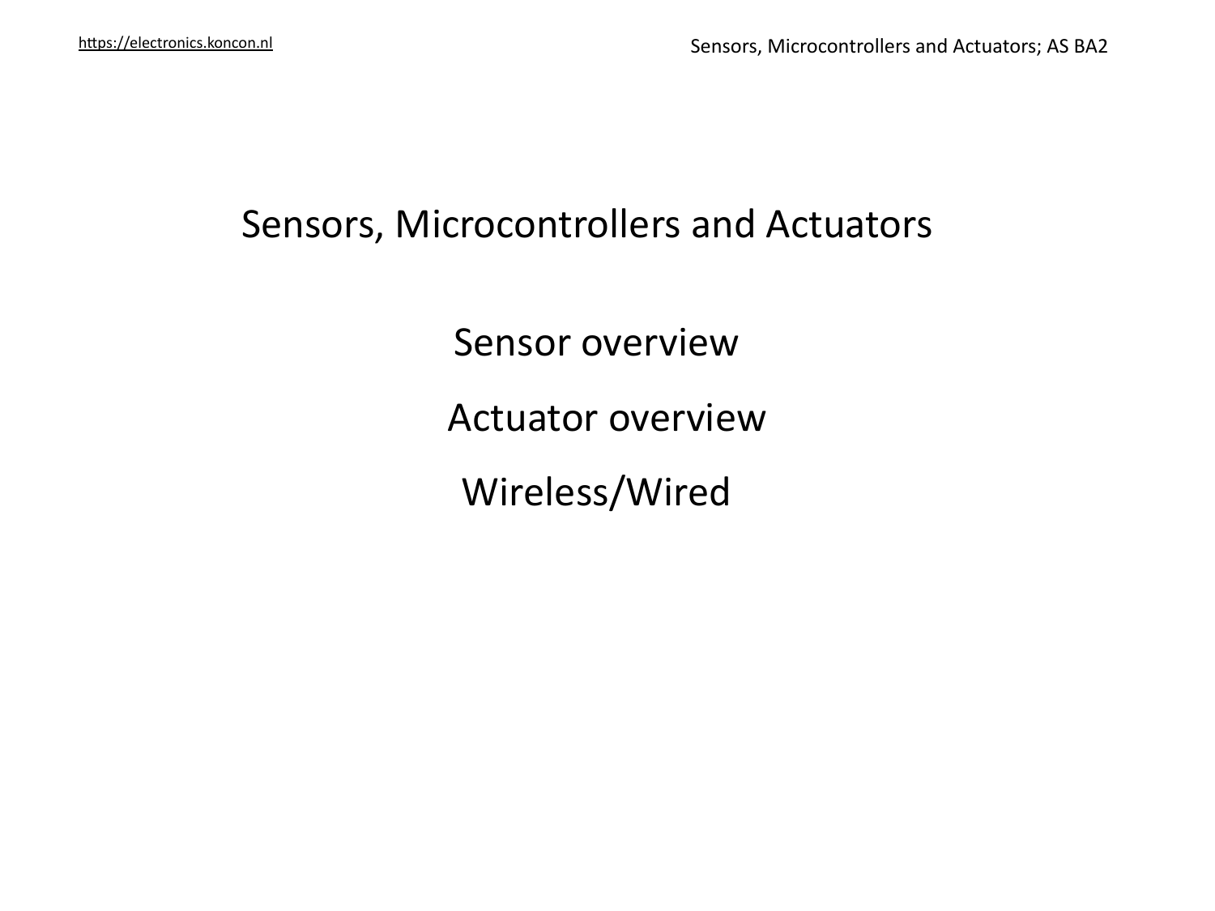# Sensors, Microcontrollers and Actuators

Sensor overview

Actuator overview

Wireless/Wired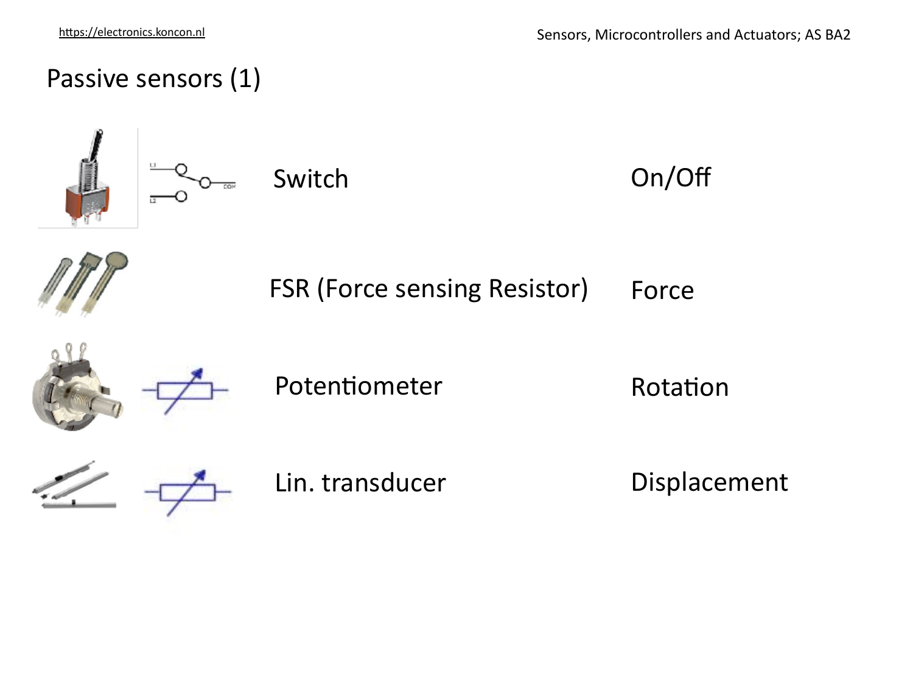# Passive sensors (1)

| Sensor | Measures |
|---|---|
| Switch | On/Off |
| FSR (Force sensing Resistor) | Force |
| Potentiometer | Rotation |
| Lin. transducer | Displacement |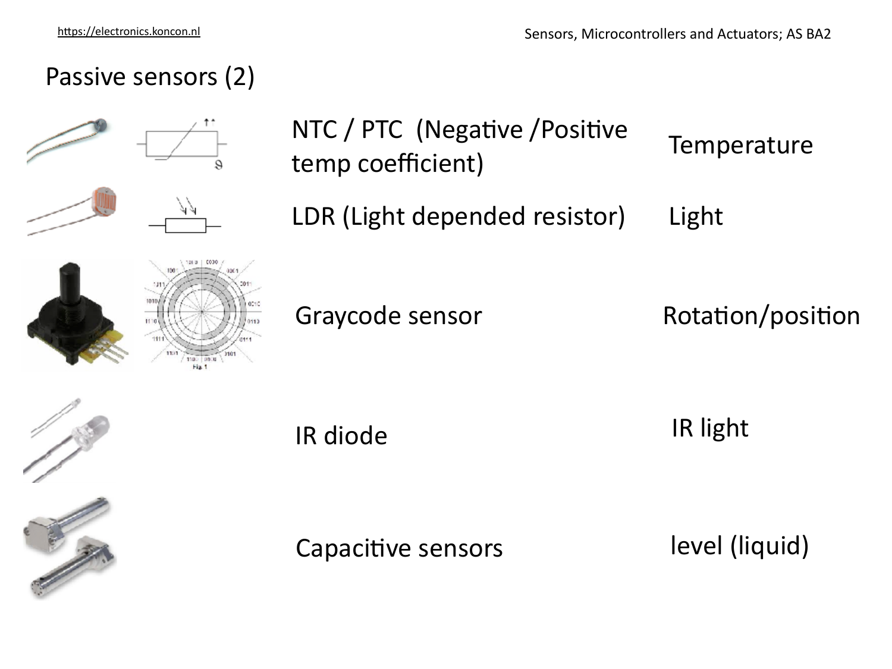# Passive sensors (2)

| Sensor | Measures |
| --- | --- |
| NTC / PTC (Negative /Positive temp coefficient) | Temperature |
| LDR (Light depended resistor) | Light |
| Graycode sensor | Rotation/position |
| IR diode | IR light |
| Capacitive sensors | level (liquid) |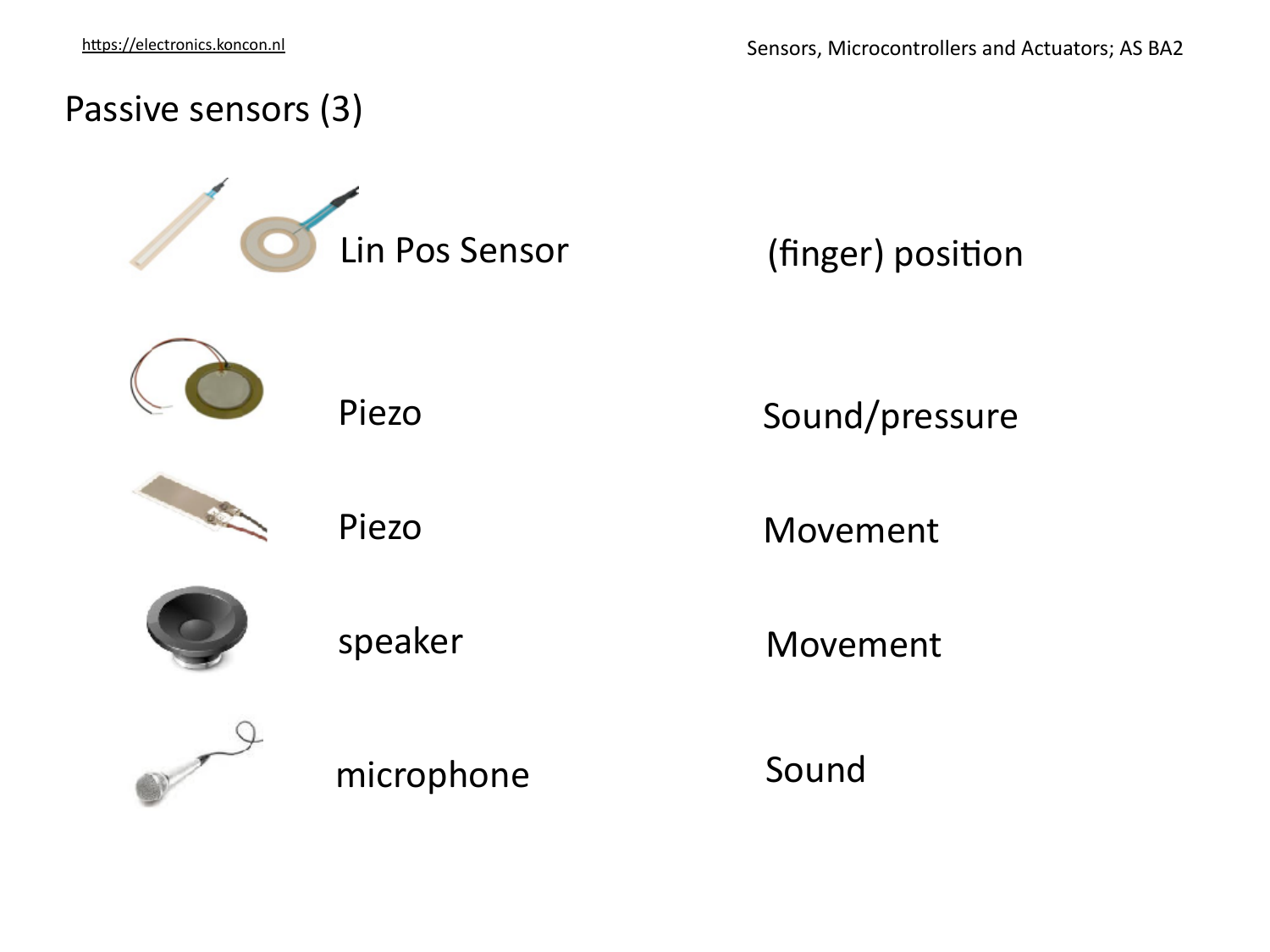# Passive sensors (3)

| | |
|---|---|
| Lin Pos Sensor | (finger) position |
| Piezo | Sound/pressure |
| Piezo | Movement |
| speaker | Movement |
| microphone | Sound |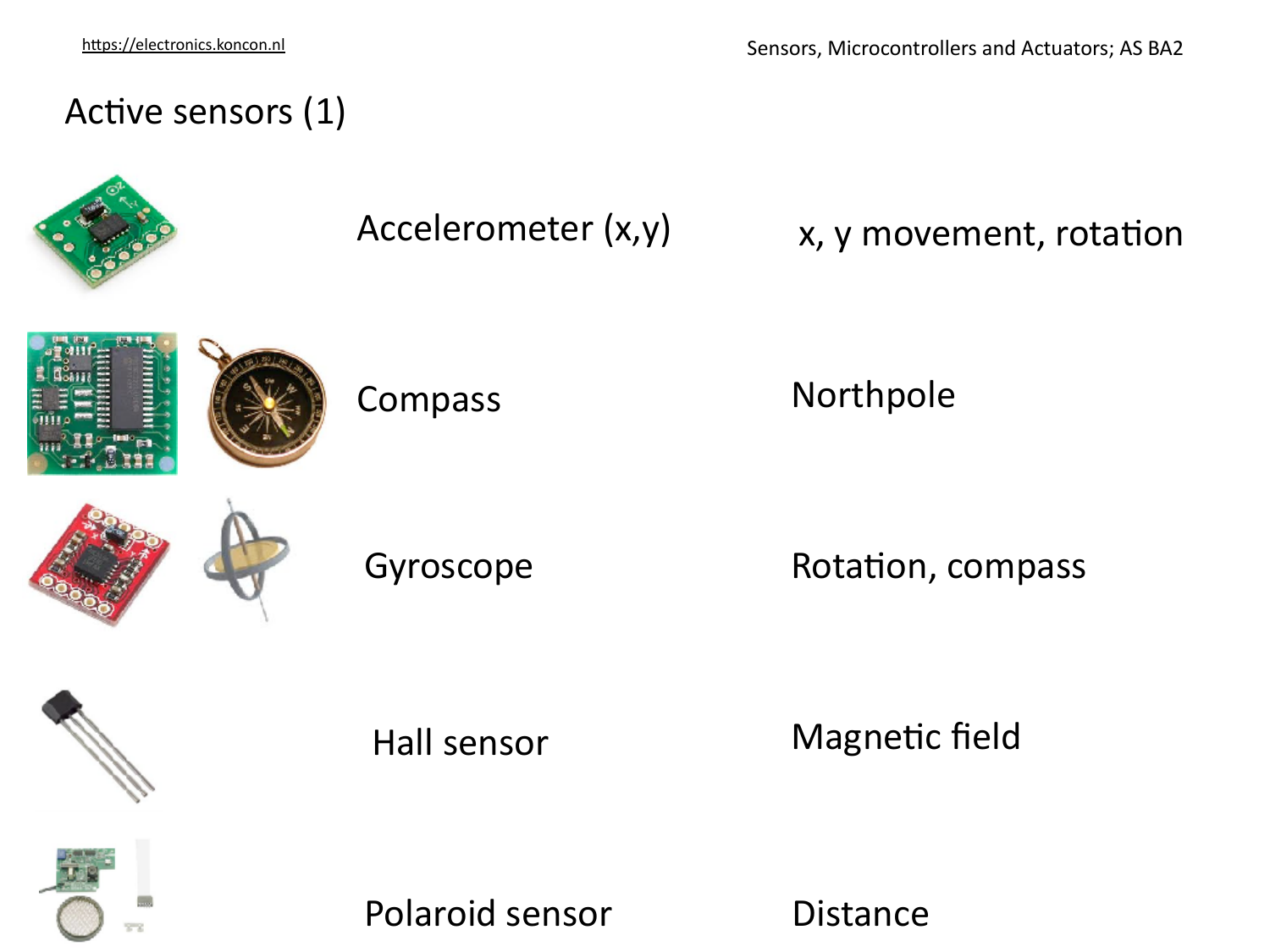# Active sensors (1)

| Sensor | Measures |
| --- | --- |
| Accelerometer (x,y) | x, y movement, rotation |
| Compass | Northpole |
| Gyroscope | Rotation, compass |
| Hall sensor | Magnetic field |
| Polaroid sensor | Distance |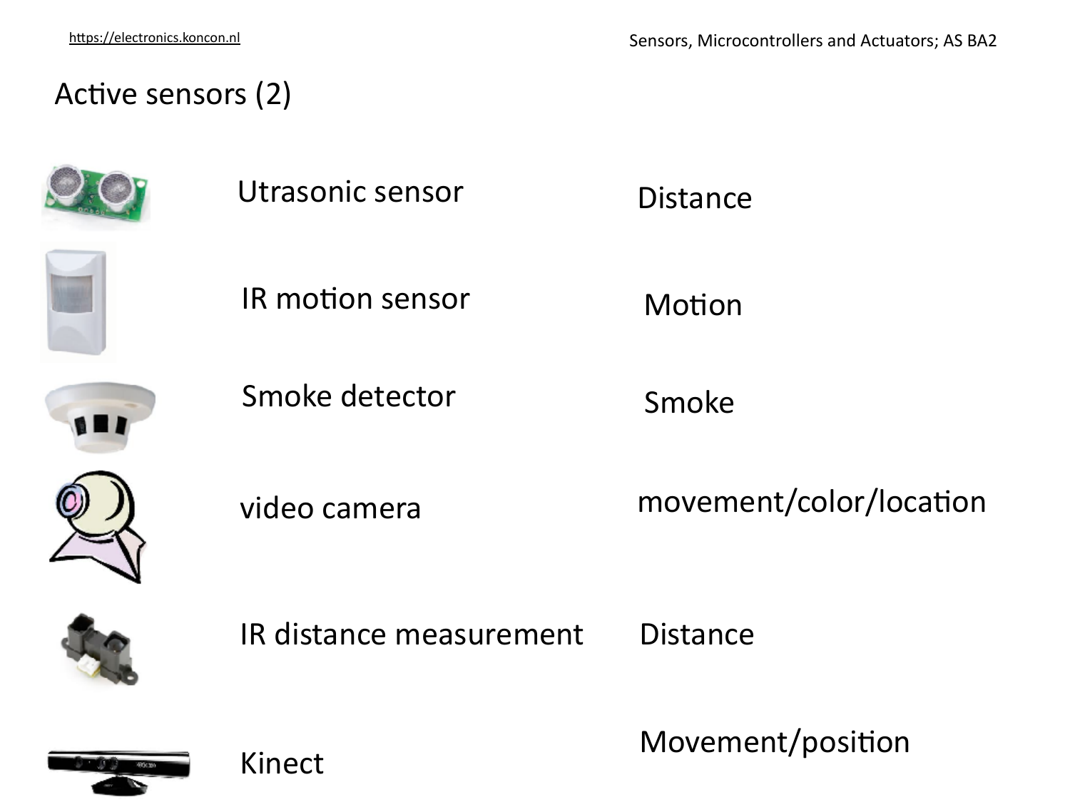# Active sensors (2)

| Sensor | Measures |
| --- | --- |
| Utrasonic sensor | Distance |
| IR motion sensor | Motion |
| Smoke detector | Smoke |
| video camera | movement/color/location |
| IR distance measurement | Distance |
| Kinect | Movement/position |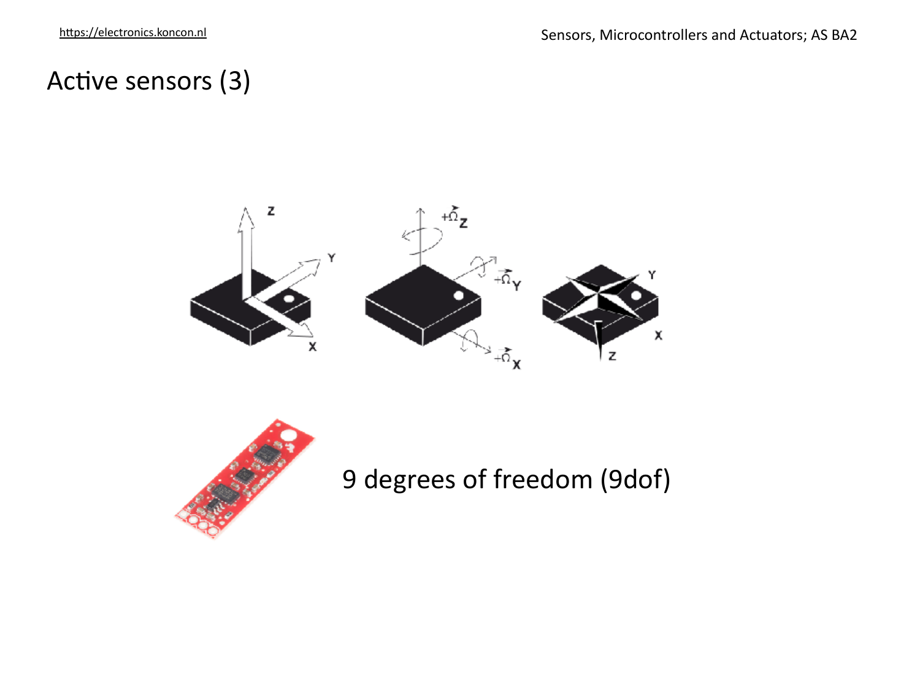# Active sensors (3)

9 degrees of freedom (9dof)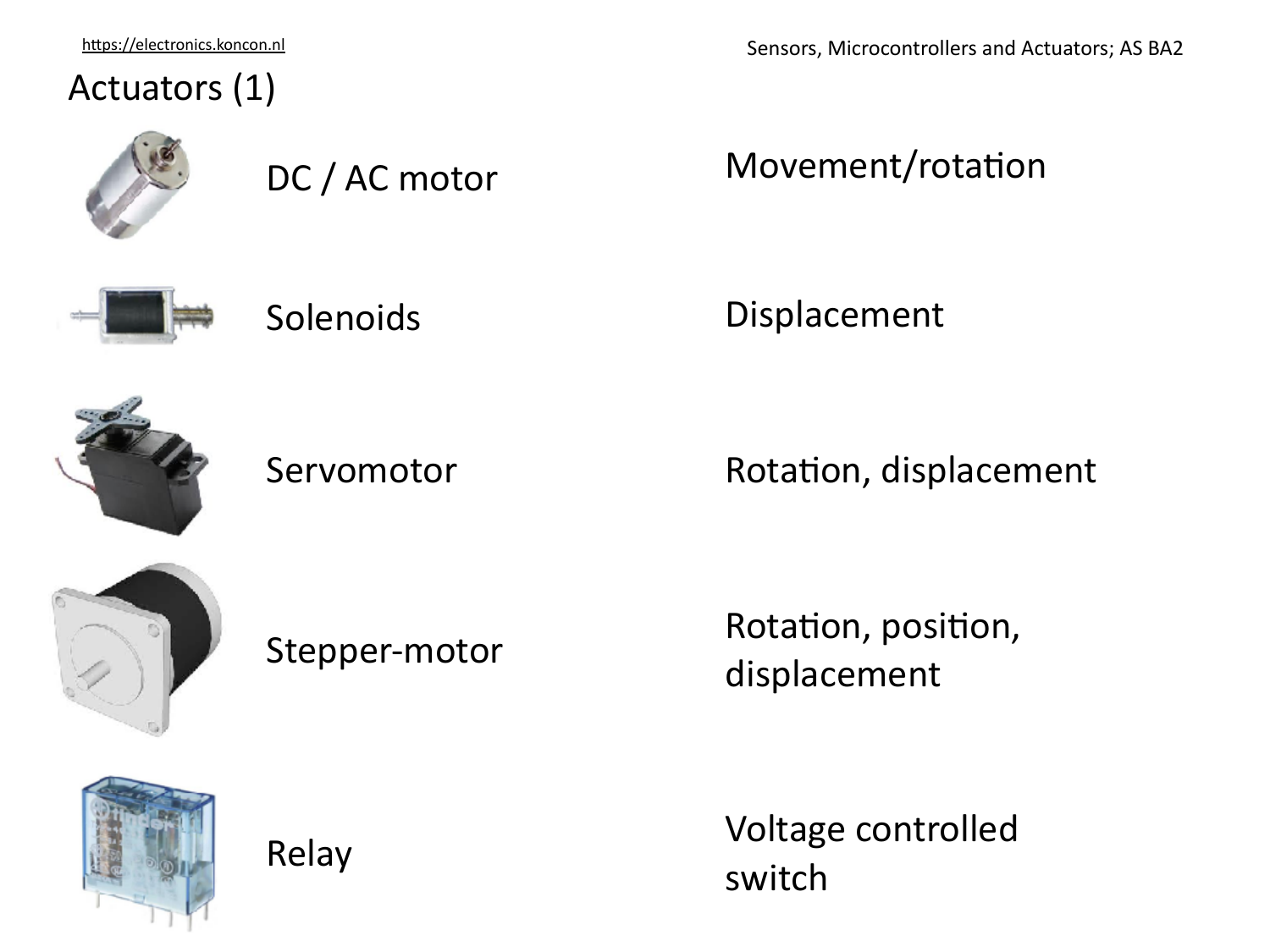# Actuators (1)

| Actuator | Function |
| --- | --- |
| DC / AC motor | Movement/rotation |
| Solenoids | Displacement |
| Servomotor | Rotation, displacement |
| Stepper-motor | Rotation, position, displacement |
| Relay | Voltage controlled switch |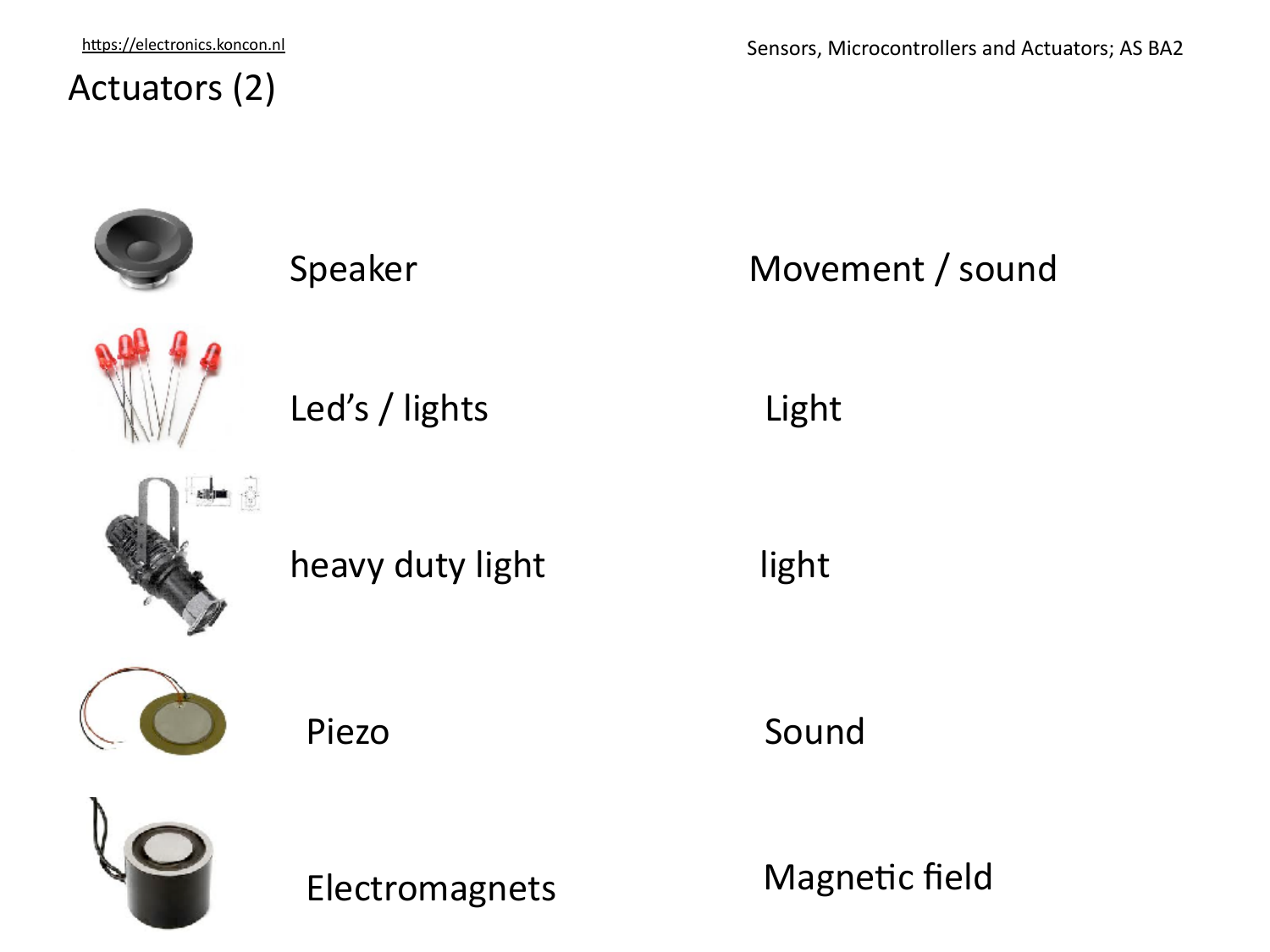# Actuators (2)

| | | |
|---|---|---|
| Speaker | Movement / sound |
| Led's / lights | Light |
| heavy duty light | light |
| Piezo | Sound |
| Electromagnets | Magnetic field |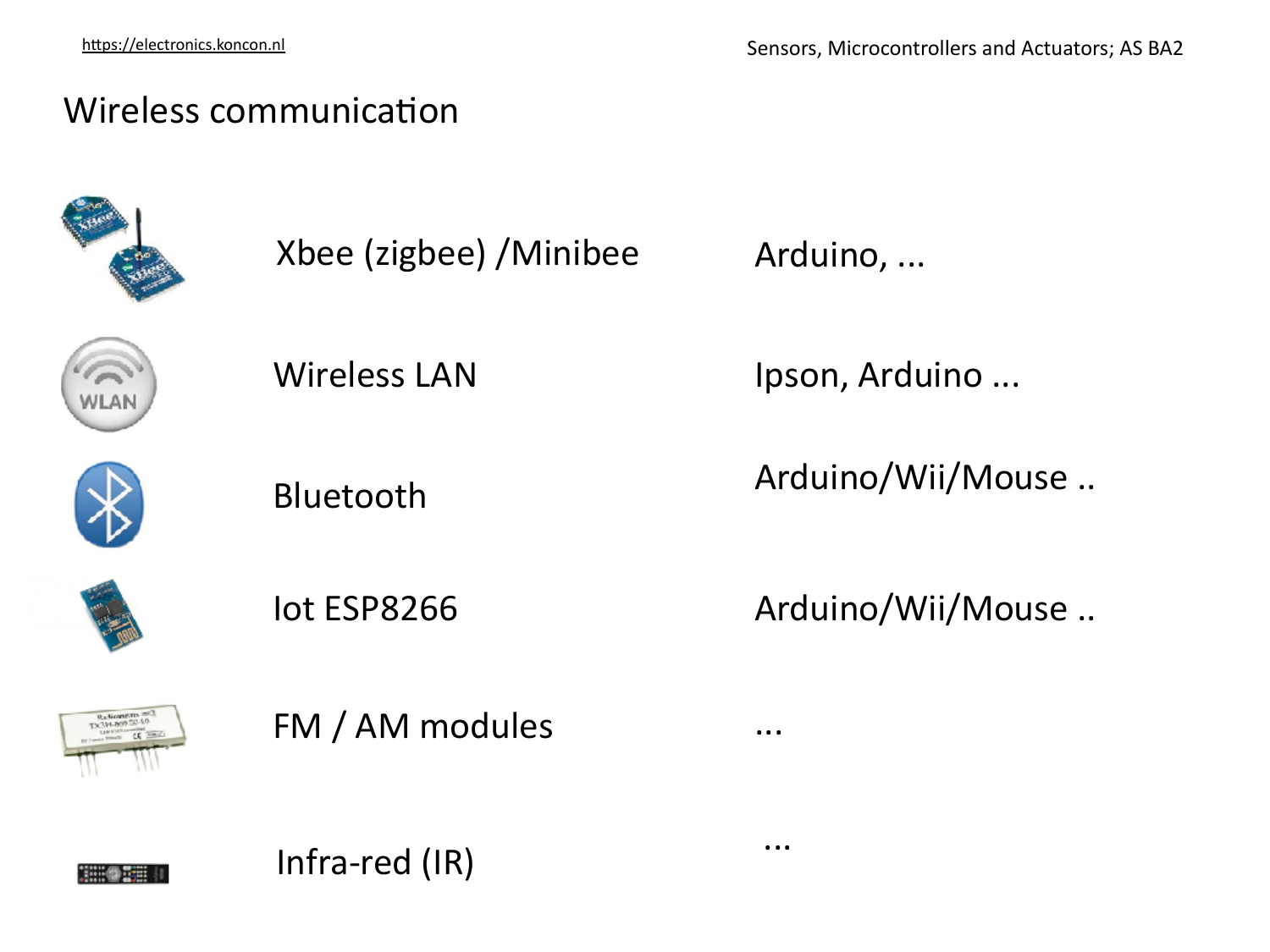# Wireless communication

| | | |
|---|---|---|
| Xbee (zigbee) /Minibee | Arduino, ... |
| Wireless LAN | Ipson, Arduino ... |
| Bluetooth | Arduino/Wii/Mouse .. |
| Iot ESP8266 | Arduino/Wii/Mouse .. |
| FM / AM modules | ... |
| Infra-red (IR) | ... |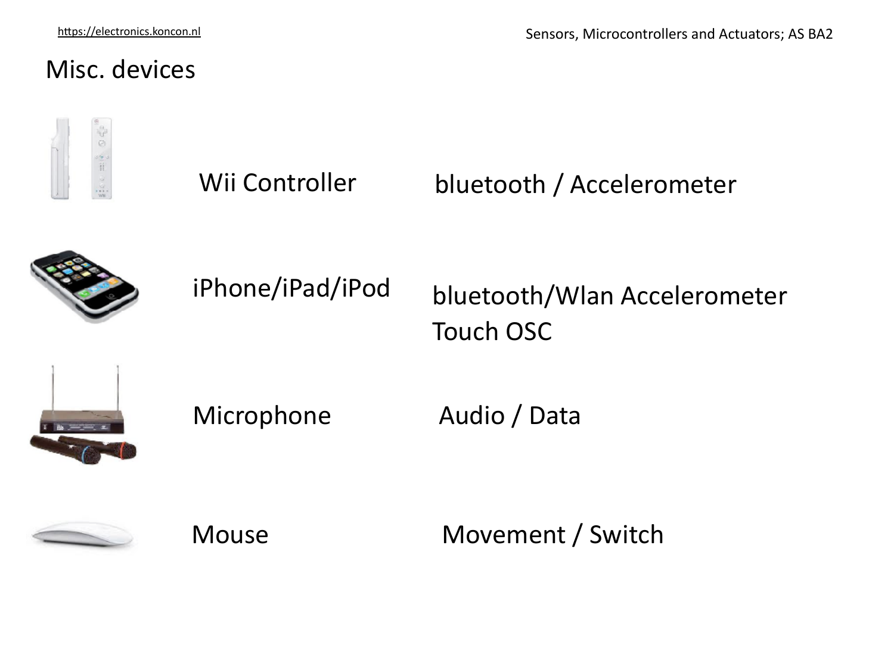# Misc. devices

| | |
|---|---|
| Wii Controller | bluetooth / Accelerometer |
| iPhone/iPad/iPod | bluetooth/Wlan Accelerometer Touch OSC |
| Microphone | Audio / Data |
| Mouse | Movement / Switch |